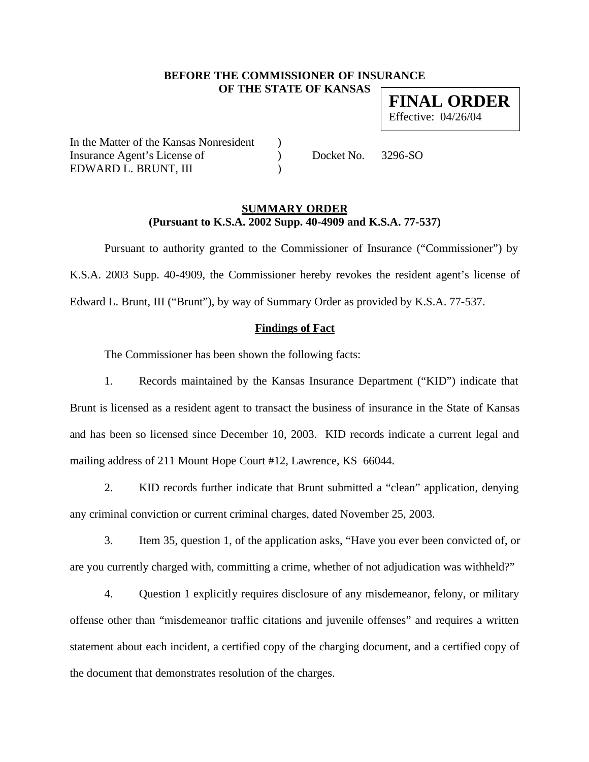**BEFORE THE COMMISSIONER OF INSURANCE**
**OF THE STATE OF KANSAS**

**FINAL ORDER**
Effective: 04/26/04

In the Matter of the Kansas Nonresident )
Insurance Agent's License of ) Docket No. 3296-SO
EDWARD L. BRUNT, III )

**SUMMARY ORDER**
**(Pursuant to K.S.A. 2002 Supp. 40-4909 and K.S.A. 77-537)**

Pursuant to authority granted to the Commissioner of Insurance ("Commissioner") by K.S.A. 2003 Supp. 40-4909, the Commissioner hereby revokes the resident agent's license of Edward L. Brunt, III ("Brunt"), by way of Summary Order as provided by K.S.A. 77-537.

**Findings of Fact**

The Commissioner has been shown the following facts:

1. Records maintained by the Kansas Insurance Department ("KID") indicate that Brunt is licensed as a resident agent to transact the business of insurance in the State of Kansas and has been so licensed since December 10, 2003. KID records indicate a current legal and mailing address of 211 Mount Hope Court #12, Lawrence, KS 66044.

2. KID records further indicate that Brunt submitted a "clean" application, denying any criminal conviction or current criminal charges, dated November 25, 2003.

3. Item 35, question 1, of the application asks, "Have you ever been convicted of, or are you currently charged with, committing a crime, whether of not adjudication was withheld?"

4. Question 1 explicitly requires disclosure of any misdemeanor, felony, or military offense other than "misdemeanor traffic citations and juvenile offenses" and requires a written statement about each incident, a certified copy of the charging document, and a certified copy of the document that demonstrates resolution of the charges.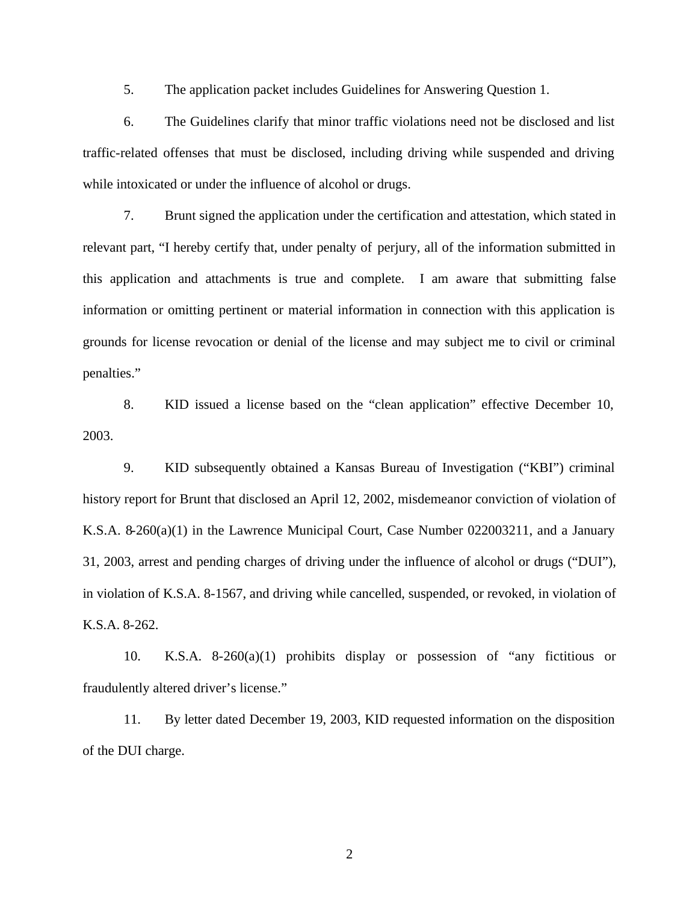5. The application packet includes Guidelines for Answering Question 1.

6. The Guidelines clarify that minor traffic violations need not be disclosed and list traffic-related offenses that must be disclosed, including driving while suspended and driving while intoxicated or under the influence of alcohol or drugs.

7. Brunt signed the application under the certification and attestation, which stated in relevant part, "I hereby certify that, under penalty of perjury, all of the information submitted in this application and attachments is true and complete. I am aware that submitting false information or omitting pertinent or material information in connection with this application is grounds for license revocation or denial of the license and may subject me to civil or criminal penalties."

8. KID issued a license based on the "clean application" effective December 10, 2003.

9. KID subsequently obtained a Kansas Bureau of Investigation ("KBI") criminal history report for Brunt that disclosed an April 12, 2002, misdemeanor conviction of violation of K.S.A. 8-260(a)(1) in the Lawrence Municipal Court, Case Number 022003211, and a January 31, 2003, arrest and pending charges of driving under the influence of alcohol or drugs ("DUI"), in violation of K.S.A. 8-1567, and driving while cancelled, suspended, or revoked, in violation of K.S.A. 8-262.

10. K.S.A. 8-260(a)(1) prohibits display or possession of "any fictitious or fraudulently altered driver's license."

11. By letter dated December 19, 2003, KID requested information on the disposition of the DUI charge.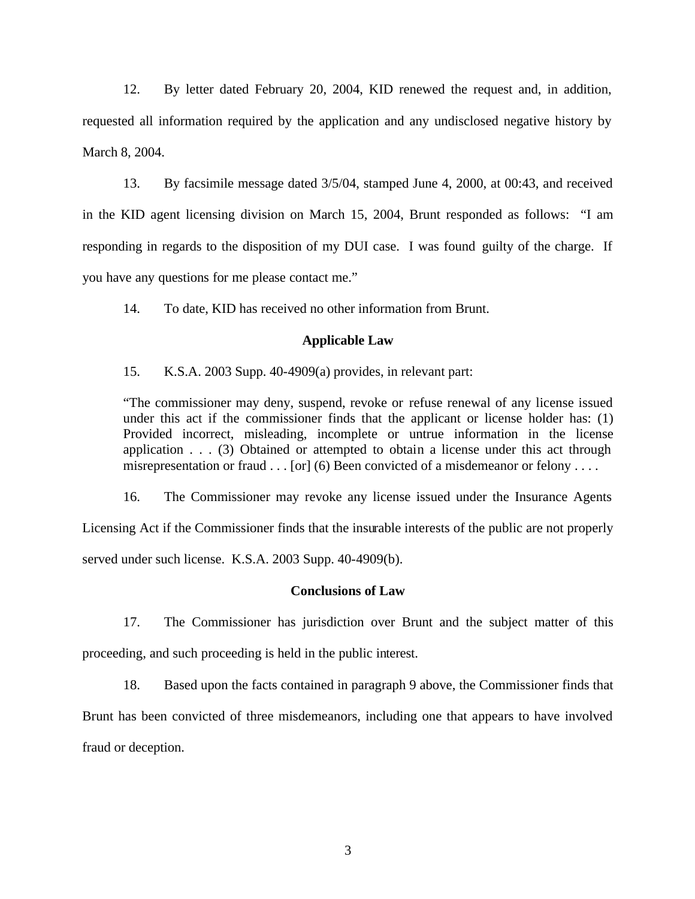12. By letter dated February 20, 2004, KID renewed the request and, in addition, requested all information required by the application and any undisclosed negative history by March 8, 2004.

13. By facsimile message dated 3/5/04, stamped June 4, 2000, at 00:43, and received in the KID agent licensing division on March 15, 2004, Brunt responded as follows: "I am responding in regards to the disposition of my DUI case. I was found guilty of the charge. If you have any questions for me please contact me."

14. To date, KID has received no other information from Brunt.

**Applicable Law**

15. K.S.A. 2003 Supp. 40-4909(a) provides, in relevant part:

> "The commissioner may deny, suspend, revoke or refuse renewal of any license issued under this act if the commissioner finds that the applicant or license holder has: (1) Provided incorrect, misleading, incomplete or untrue information in the license application . . . (3) Obtained or attempted to obtain a license under this act through misrepresentation or fraud . . . [or] (6) Been convicted of a misdemeanor or felony . . . .

16. The Commissioner may revoke any license issued under the Insurance Agents Licensing Act if the Commissioner finds that the insurable interests of the public are not properly served under such license. K.S.A. 2003 Supp. 40-4909(b).

**Conclusions of Law**

17. The Commissioner has jurisdiction over Brunt and the subject matter of this proceeding, and such proceeding is held in the public interest.

18. Based upon the facts contained in paragraph 9 above, the Commissioner finds that Brunt has been convicted of three misdemeanors, including one that appears to have involved fraud or deception.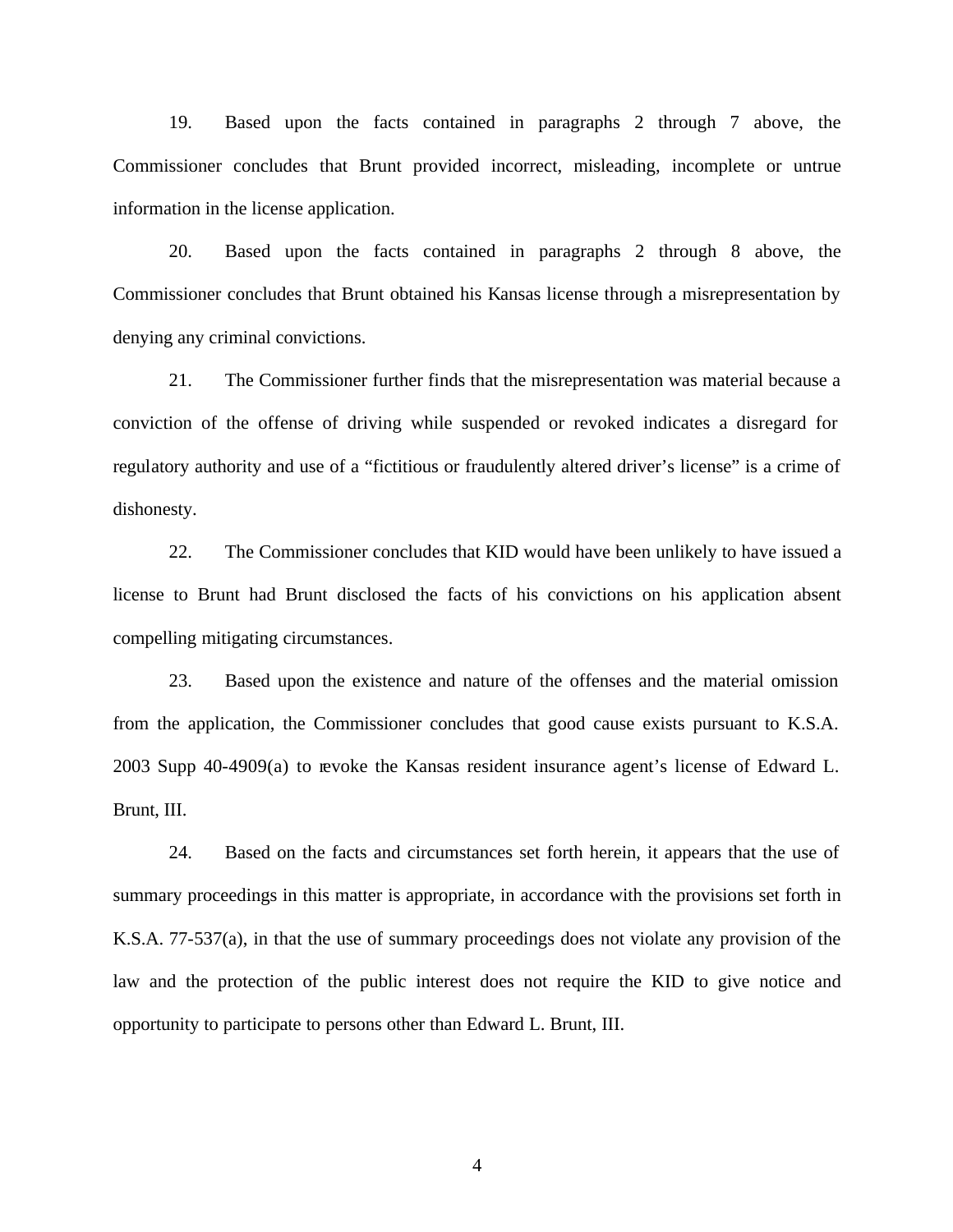19. Based upon the facts contained in paragraphs 2 through 7 above, the Commissioner concludes that Brunt provided incorrect, misleading, incomplete or untrue information in the license application.

20. Based upon the facts contained in paragraphs 2 through 8 above, the Commissioner concludes that Brunt obtained his Kansas license through a misrepresentation by denying any criminal convictions.

21. The Commissioner further finds that the misrepresentation was material because a conviction of the offense of driving while suspended or revoked indicates a disregard for regulatory authority and use of a "fictitious or fraudulently altered driver's license" is a crime of dishonesty.

22. The Commissioner concludes that KID would have been unlikely to have issued a license to Brunt had Brunt disclosed the facts of his convictions on his application absent compelling mitigating circumstances.

23. Based upon the existence and nature of the offenses and the material omission from the application, the Commissioner concludes that good cause exists pursuant to K.S.A. 2003 Supp 40-4909(a) to revoke the Kansas resident insurance agent's license of Edward L. Brunt, III.

24. Based on the facts and circumstances set forth herein, it appears that the use of summary proceedings in this matter is appropriate, in accordance with the provisions set forth in K.S.A. 77-537(a), in that the use of summary proceedings does not violate any provision of the law and the protection of the public interest does not require the KID to give notice and opportunity to participate to persons other than Edward L. Brunt, III.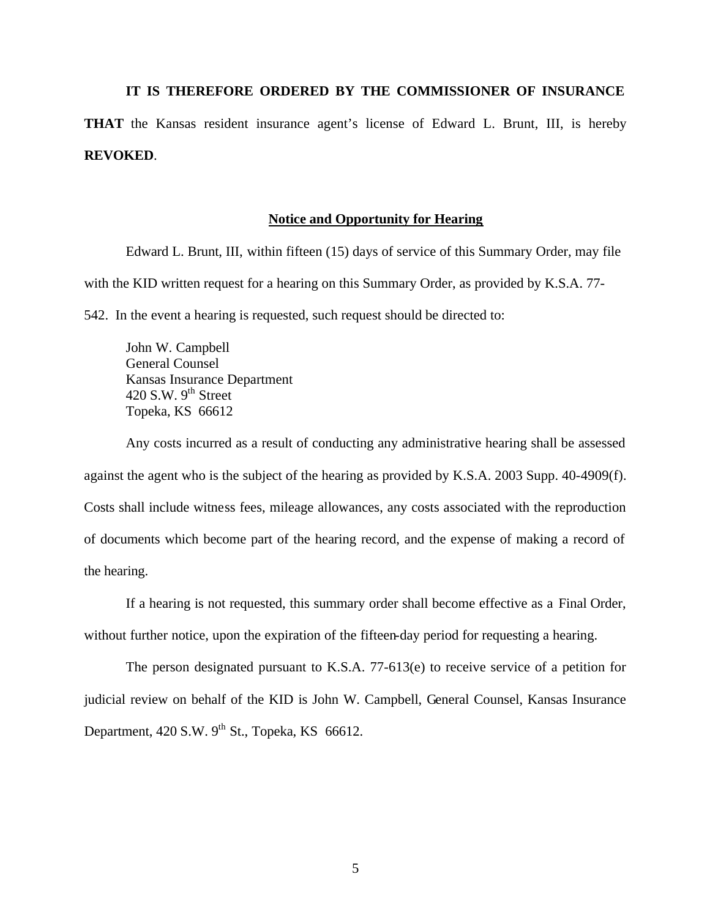**IT IS THEREFORE ORDERED BY THE COMMISSIONER OF INSURANCE THAT** the Kansas resident insurance agent's license of Edward L. Brunt, III, is hereby **REVOKED**.

## Notice and Opportunity for Hearing

Edward L. Brunt, III, within fifteen (15) days of service of this Summary Order, may file with the KID written request for a hearing on this Summary Order, as provided by K.S.A. 77-542. In the event a hearing is requested, such request should be directed to:

John W. Campbell
General Counsel
Kansas Insurance Department
420 S.W. 9th Street
Topeka, KS 66612

Any costs incurred as a result of conducting any administrative hearing shall be assessed against the agent who is the subject of the hearing as provided by K.S.A. 2003 Supp. 40-4909(f). Costs shall include witness fees, mileage allowances, any costs associated with the reproduction of documents which become part of the hearing record, and the expense of making a record of the hearing.

If a hearing is not requested, this summary order shall become effective as a Final Order, without further notice, upon the expiration of the fifteen-day period for requesting a hearing.

The person designated pursuant to K.S.A. 77-613(e) to receive service of a petition for judicial review on behalf of the KID is John W. Campbell, General Counsel, Kansas Insurance Department, 420 S.W. 9th St., Topeka, KS 66612.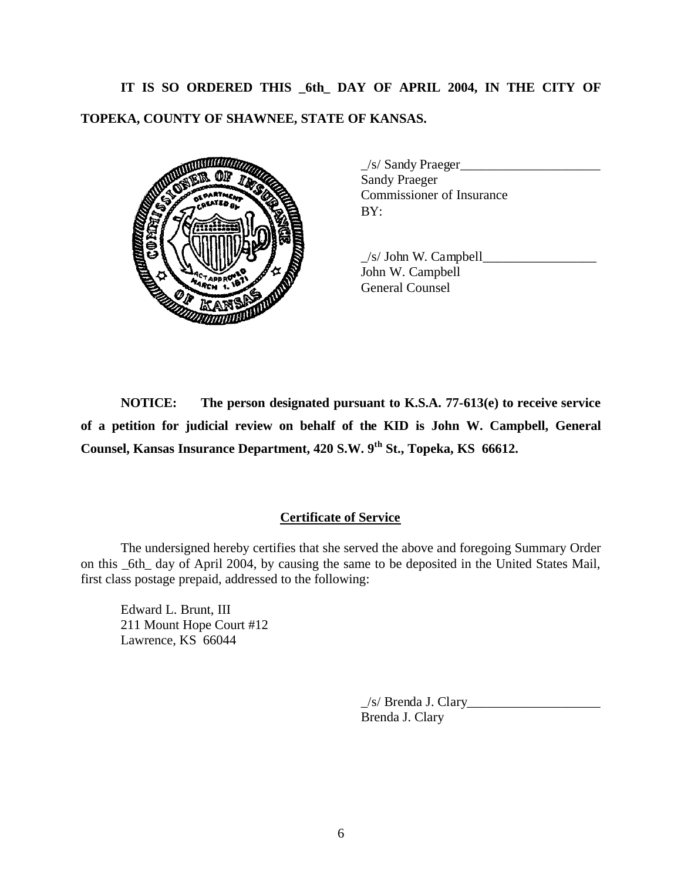**IT IS SO ORDERED THIS _6th_ DAY OF APRIL 2004, IN THE CITY OF TOPEKA, COUNTY OF SHAWNEE, STATE OF KANSAS.**

_/s/ Sandy Praeger_____________________
Sandy Praeger
Commissioner of Insurance
BY:

_/s/ John W. Campbell_________________
John W. Campbell
General Counsel

**NOTICE: The person designated pursuant to K.S.A. 77-613(e) to receive service of a petition for judicial review on behalf of the KID is John W. Campbell, General Counsel, Kansas Insurance Department, 420 S.W. 9th St., Topeka, KS 66612.**

**Certificate of Service**

The undersigned hereby certifies that she served the above and foregoing Summary Order on this _6th_ day of April 2004, by causing the same to be deposited in the United States Mail, first class postage prepaid, addressed to the following:

Edward L. Brunt, III
211 Mount Hope Court #12
Lawrence, KS 66044

_/s/ Brenda J. Clary____________________
Brenda J. Clary